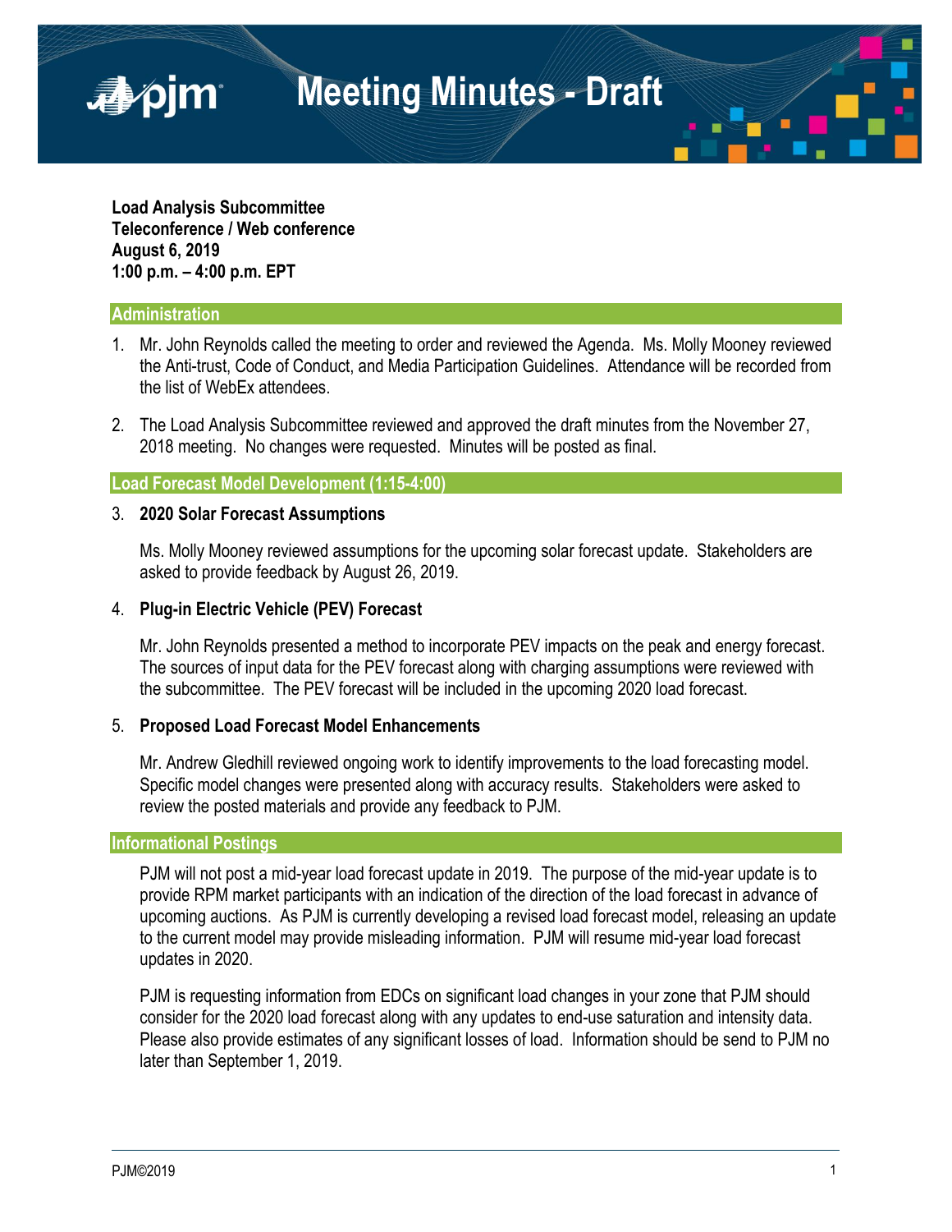# Meeting Minutes - Draft

**Load Analysis Subcommittee**
**Teleconference / Web conference**
**August 6, 2019**
**1:00 p.m. – 4:00 p.m. EPT**

## Administration

1. Mr. John Reynolds called the meeting to order and reviewed the Agenda. Ms. Molly Mooney reviewed the Anti-trust, Code of Conduct, and Media Participation Guidelines. Attendance will be recorded from the list of WebEx attendees.

2. The Load Analysis Subcommittee reviewed and approved the draft minutes from the November 27, 2018 meeting. No changes were requested. Minutes will be posted as final.

## Load Forecast Model Development (1:15-4:00)

3. **2020 Solar Forecast Assumptions**

   Ms. Molly Mooney reviewed assumptions for the upcoming solar forecast update. Stakeholders are asked to provide feedback by August 26, 2019.

4. **Plug-in Electric Vehicle (PEV) Forecast**

   Mr. John Reynolds presented a method to incorporate PEV impacts on the peak and energy forecast. The sources of input data for the PEV forecast along with charging assumptions were reviewed with the subcommittee. The PEV forecast will be included in the upcoming 2020 load forecast.

5. **Proposed Load Forecast Model Enhancements**

   Mr. Andrew Gledhill reviewed ongoing work to identify improvements to the load forecasting model. Specific model changes were presented along with accuracy results. Stakeholders were asked to review the posted materials and provide any feedback to PJM.

## Informational Postings

PJM will not post a mid-year load forecast update in 2019. The purpose of the mid-year update is to provide RPM market participants with an indication of the direction of the load forecast in advance of upcoming auctions. As PJM is currently developing a revised load forecast model, releasing an update to the current model may provide misleading information. PJM will resume mid-year load forecast updates in 2020.

PJM is requesting information from EDCs on significant load changes in your zone that PJM should consider for the 2020 load forecast along with any updates to end-use saturation and intensity data. Please also provide estimates of any significant losses of load. Information should be send to PJM no later than September 1, 2019.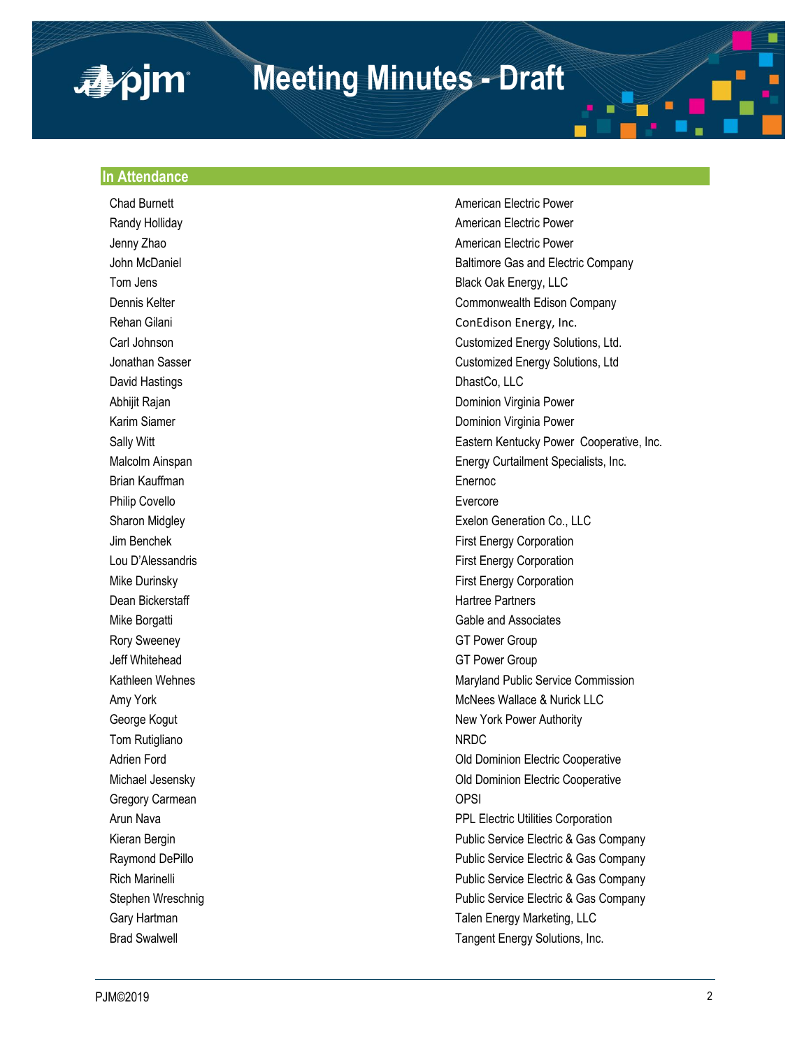# Meeting Minutes - Draft

## In Attendance

| | |
|---|---|
| Chad Burnett | American Electric Power |
| Randy Holliday | American Electric Power |
| Jenny Zhao | American Electric Power |
| John McDaniel | Baltimore Gas and Electric Company |
| Tom Jens | Black Oak Energy, LLC |
| Dennis Kelter | Commonwealth Edison Company |
| Rehan Gilani | ConEdison Energy, Inc. |
| Carl Johnson | Customized Energy Solutions, Ltd. |
| Jonathan Sasser | Customized Energy Solutions, Ltd |
| David Hastings | DhastCo, LLC |
| Abhijit Rajan | Dominion Virginia Power |
| Karim Siamer | Dominion Virginia Power |
| Sally Witt | Eastern Kentucky Power Cooperative, Inc. |
| Malcolm Ainspan | Energy Curtailment Specialists, Inc. |
| Brian Kauffman | Enernoc |
| Philip Covello | Evercore |
| Sharon Midgley | Exelon Generation Co., LLC |
| Jim Benchek | First Energy Corporation |
| Lou D'Alessandris | First Energy Corporation |
| Mike Durinsky | First Energy Corporation |
| Dean Bickerstaff | Hartree Partners |
| Mike Borgatti | Gable and Associates |
| Rory Sweeney | GT Power Group |
| Jeff Whitehead | GT Power Group |
| Kathleen Wehnes | Maryland Public Service Commission |
| Amy York | McNees Wallace & Nurick LLC |
| George Kogut | New York Power Authority |
| Tom Rutigliano | NRDC |
| Adrien Ford | Old Dominion Electric Cooperative |
| Michael Jesensky | Old Dominion Electric Cooperative |
| Gregory Carmean | OPSI |
| Arun Nava | PPL Electric Utilities Corporation |
| Kieran Bergin | Public Service Electric & Gas Company |
| Raymond DePillo | Public Service Electric & Gas Company |
| Rich Marinelli | Public Service Electric & Gas Company |
| Stephen Wreschnig | Public Service Electric & Gas Company |
| Gary Hartman | Talen Energy Marketing, LLC |
| Brad Swalwell | Tangent Energy Solutions, Inc. |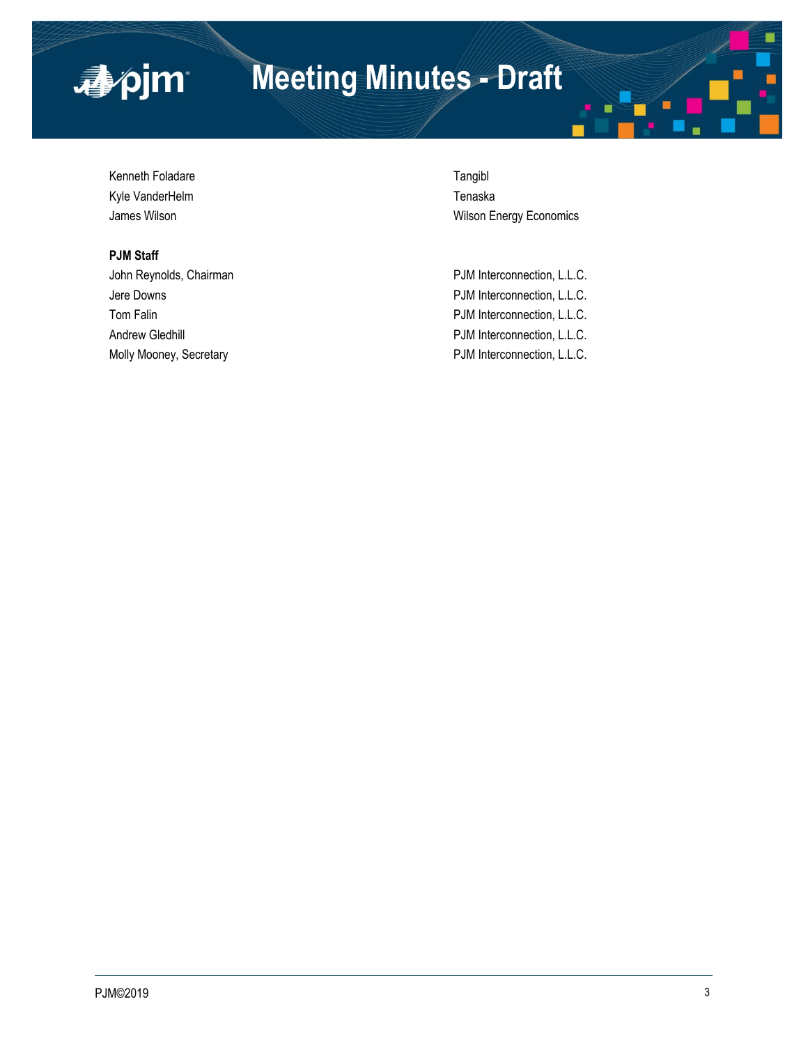| | |
|---|---|
| Kenneth Foladare | Tangibl |
| Kyle VanderHelm | Tenaska |
| James Wilson | Wilson Energy Economics |

**PJM Staff**

| | |
|---|---|
| John Reynolds, Chairman | PJM Interconnection, L.L.C. |
| Jere Downs | PJM Interconnection, L.L.C. |
| Tom Falin | PJM Interconnection, L.L.C. |
| Andrew Gledhill | PJM Interconnection, L.L.C. |
| Molly Mooney, Secretary | PJM Interconnection, L.L.C. |